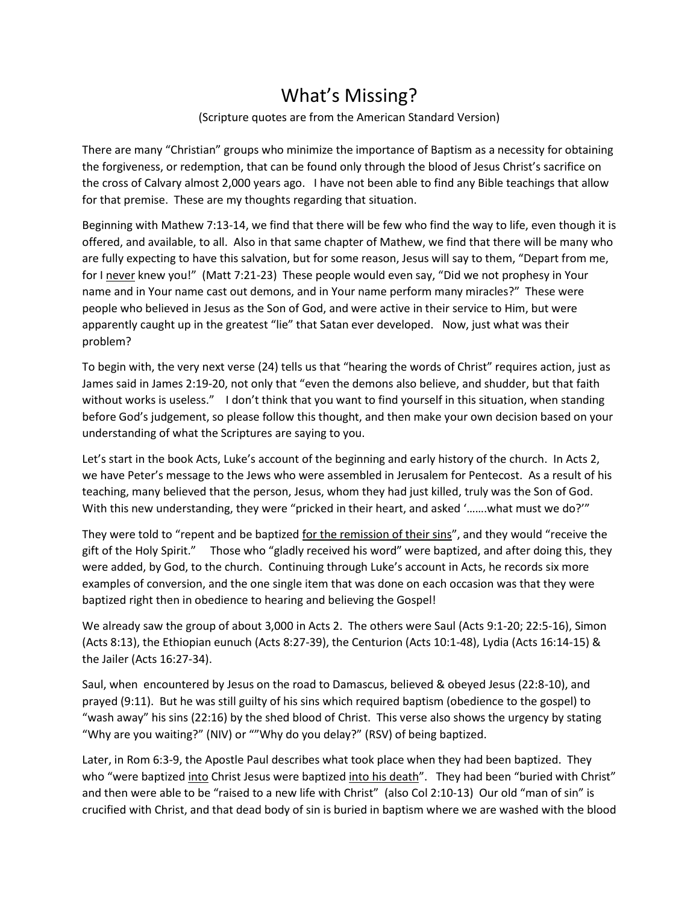# What's Missing?

(Scripture quotes are from the American Standard Version)

There are many "Christian" groups who minimize the importance of Baptism as a necessity for obtaining the forgiveness, or redemption, that can be found only through the blood of Jesus Christ's sacrifice on the cross of Calvary almost 2,000 years ago. I have not been able to find any Bible teachings that allow for that premise. These are my thoughts regarding that situation.

Beginning with Mathew 7:13-14, we find that there will be few who find the way to life, even though it is offered, and available, to all. Also in that same chapter of Mathew, we find that there will be many who are fully expecting to have this salvation, but for some reason, Jesus will say to them, "Depart from me, for I <u>never</u> knew you!" (Matt 7:21-23) These people would even say, "Did we not prophesy in Your name and in Your name cast out demons, and in Your name perform many miracles?" These were people who believed in Jesus as the Son of God, and were active in their service to Him, but were apparently caught up in the greatest "lie" that Satan ever developed. Now, just what was their problem?

To begin with, the very next verse (24) tells us that "hearing the words of Christ" requires action, just as James said in James 2:19-20, not only that "even the demons also believe, and shudder, but that faith without works is useless." I don't think that you want to find yourself in this situation, when standing before God's judgement, so please follow this thought, and then make your own decision based on your understanding of what the Scriptures are saying to you.

Let's start in the book Acts, Luke's account of the beginning and early history of the church. In Acts 2, we have Peter's message to the Jews who were assembled in Jerusalem for Pentecost. As a result of his teaching, many believed that the person, Jesus, whom they had just killed, truly was the Son of God. With this new understanding, they were "pricked in their heart, and asked '…….what must we do?'"

They were told to "repent and be baptized <u>for the remission of their sins</u>", and they would "receive the gift of the Holy Spirit." Those who "gladly received his word" were baptized, and after doing this, they were added, by God, to the church. Continuing through Luke's account in Acts, he records six more examples of conversion, and the one single item that was done on each occasion was that they were baptized right then in obedience to hearing and believing the Gospel!

We already saw the group of about 3,000 in Acts 2. The others were Saul (Acts 9:1-20; 22:5-16), Simon (Acts 8:13), the Ethiopian eunuch (Acts 8:27-39), the Centurion (Acts 10:1-48), Lydia (Acts 16:14-15) & the Jailer (Acts 16:27-34).

Saul, when encountered by Jesus on the road to Damascus, believed & obeyed Jesus (22:8-10), and prayed (9:11). But he was still guilty of his sins which required baptism (obedience to the gospel) to "wash away" his sins (22:16) by the shed blood of Christ. This verse also shows the urgency by stating "Why are you waiting?" (NIV) or ""Why do you delay?" (RSV) of being baptized.

Later, in Rom 6:3-9, the Apostle Paul describes what took place when they had been baptized. They who "were baptized <u>into</u> Christ Jesus were baptized <u>into his death</u>". They had been "buried with Christ" and then were able to be "raised to a new life with Christ" (also Col 2:10-13) Our old "man of sin" is crucified with Christ, and that dead body of sin is buried in baptism where we are washed with the blood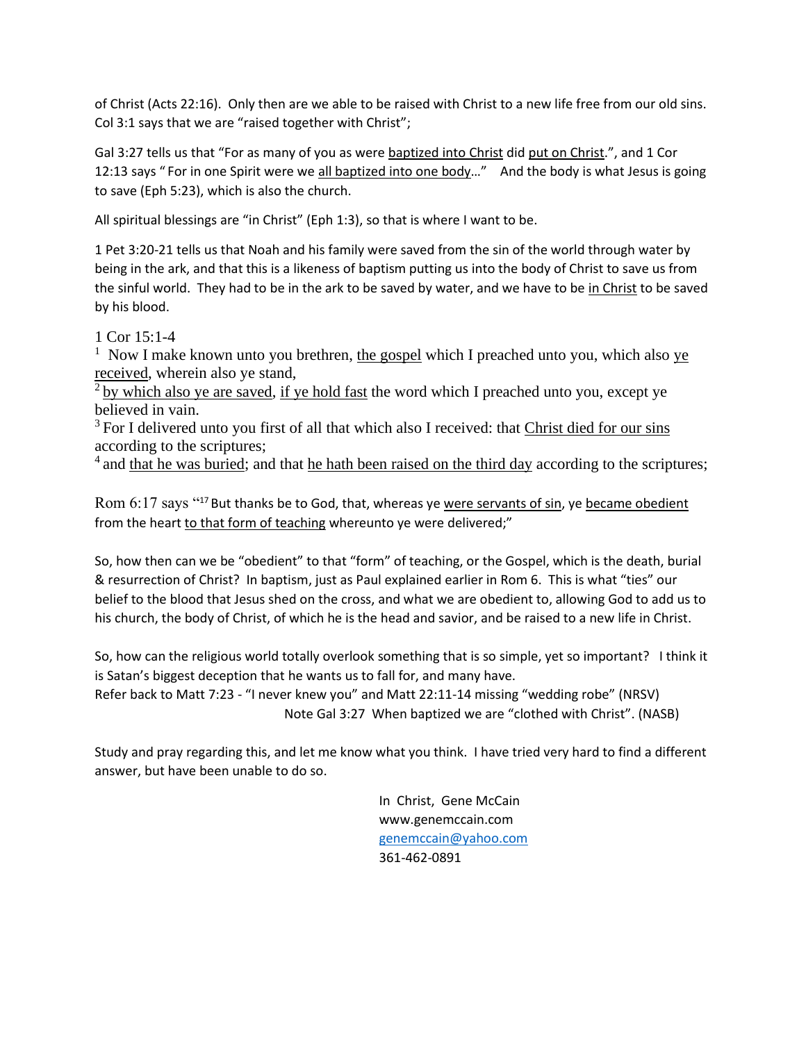of Christ (Acts 22:16). Only then are we able to be raised with Christ to a new life free from our old sins. Col 3:1 says that we are "raised together with Christ";

Gal 3:27 tells us that "For as many of you as were baptized into Christ did put on Christ.", and 1 Cor 12:13 says " For in one Spirit were we all baptized into one body…" And the body is what Jesus is going to save (Eph 5:23), which is also the church.

All spiritual blessings are "in Christ" (Eph 1:3), so that is where I want to be.

1 Pet 3:20-21 tells us that Noah and his family were saved from the sin of the world through water by being in the ark, and that this is a likeness of baptism putting us into the body of Christ to save us from the sinful world. They had to be in the ark to be saved by water, and we have to be in Christ to be saved by his blood.

1 Cor 15:1-4

[1] Now I make known unto you brethren, the gospel which I preached unto you, which also ye received, wherein also ye stand,

[2] by which also ye are saved, if ye hold fast the word which I preached unto you, except ye believed in vain.

[3] For I delivered unto you first of all that which also I received: that Christ died for our sins according to the scriptures;

[4] and that he was buried; and that he hath been raised on the third day according to the scriptures;

Rom 6:17 says "[17] But thanks be to God, that, whereas ye were servants of sin, ye became obedient from the heart to that form of teaching whereunto ye were delivered;"

So, how then can we be "obedient" to that "form" of teaching, or the Gospel, which is the death, burial & resurrection of Christ? In baptism, just as Paul explained earlier in Rom 6. This is what "ties" our belief to the blood that Jesus shed on the cross, and what we are obedient to, allowing God to add us to his church, the body of Christ, of which he is the head and savior, and be raised to a new life in Christ.

So, how can the religious world totally overlook something that is so simple, yet so important? I think it is Satan's biggest deception that he wants us to fall for, and many have.
Refer back to Matt 7:23 - "I never knew you" and Matt 22:11-14 missing "wedding robe" (NRSV)
Note Gal 3:27 When baptized we are "clothed with Christ". (NASB)

Study and pray regarding this, and let me know what you think. I have tried very hard to find a different answer, but have been unable to do so.

In Christ, Gene McCain
www.genemccain.com
genemccain@yahoo.com
361-462-0891